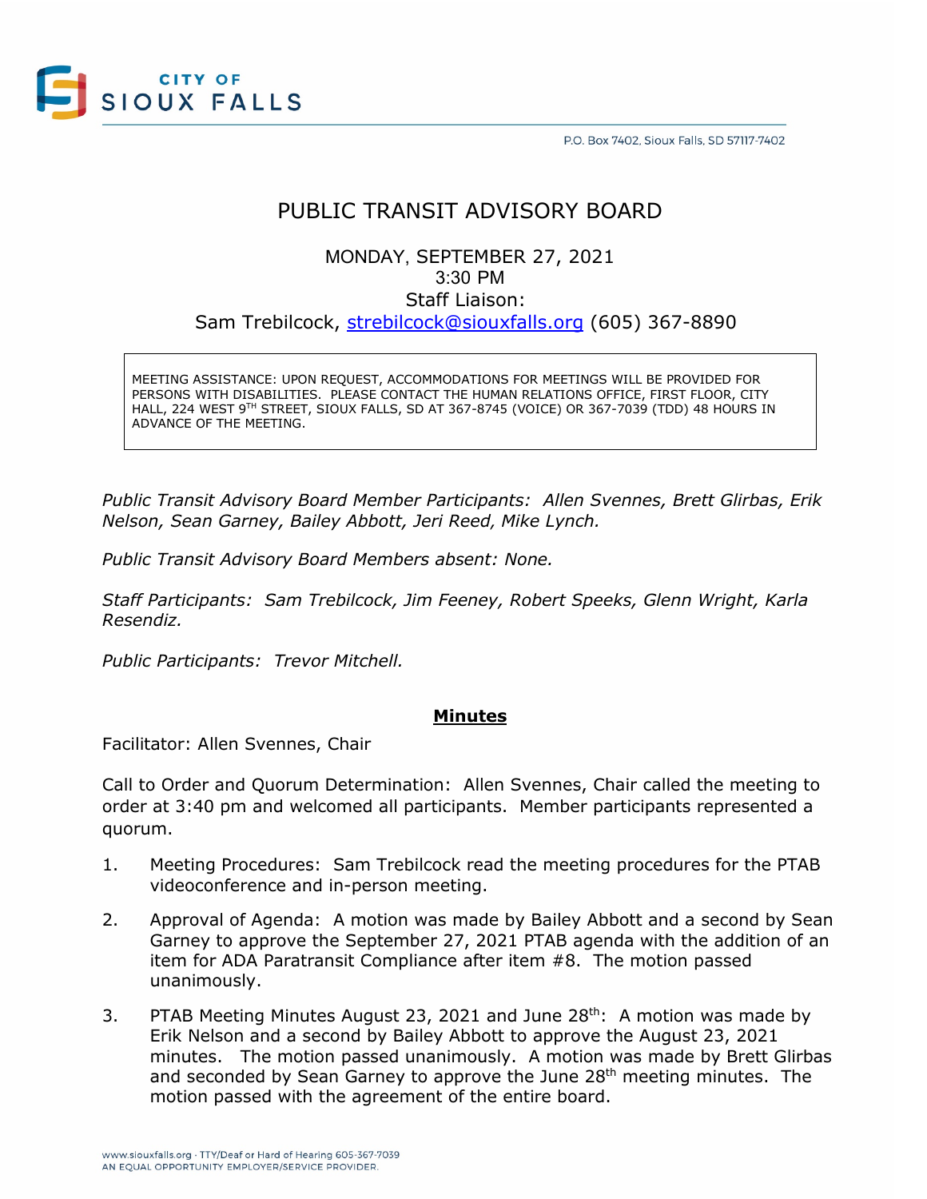CITY OF SIOUX FALLS

P.O. Box 7402, Sioux Falls, SD 57117-7402

# PUBLIC TRANSIT ADVISORY BOARD

MONDAY, SEPTEMBER 27, 2021
3:30 PM
Staff Liaison:
Sam Trebilcock, strebilcock@siouxfalls.org (605) 367-8890

MEETING ASSISTANCE: UPON REQUEST, ACCOMMODATIONS FOR MEETINGS WILL BE PROVIDED FOR PERSONS WITH DISABILITIES. PLEASE CONTACT THE HUMAN RELATIONS OFFICE, FIRST FLOOR, CITY HALL, 224 WEST 9TH STREET, SIOUX FALLS, SD AT 367-8745 (VOICE) OR 367-7039 (TDD) 48 HOURS IN ADVANCE OF THE MEETING.

*Public Transit Advisory Board Member Participants: Allen Svennes, Brett Glirbas, Erik Nelson, Sean Garney, Bailey Abbott, Jeri Reed, Mike Lynch.*

*Public Transit Advisory Board Members absent: None.*

*Staff Participants: Sam Trebilcock, Jim Feeney, Robert Speeks, Glenn Wright, Karla Resendiz.*

*Public Participants: Trevor Mitchell.*

## **Minutes**

Facilitator: Allen Svennes, Chair

Call to Order and Quorum Determination: Allen Svennes, Chair called the meeting to order at 3:40 pm and welcomed all participants. Member participants represented a quorum.

1. Meeting Procedures: Sam Trebilcock read the meeting procedures for the PTAB videoconference and in-person meeting.

2. Approval of Agenda: A motion was made by Bailey Abbott and a second by Sean Garney to approve the September 27, 2021 PTAB agenda with the addition of an item for ADA Paratransit Compliance after item #8. The motion passed unanimously.

3. PTAB Meeting Minutes August 23, 2021 and June 28th: A motion was made by Erik Nelson and a second by Bailey Abbott to approve the August 23, 2021 minutes. The motion passed unanimously. A motion was made by Brett Glirbas and seconded by Sean Garney to approve the June 28th meeting minutes. The motion passed with the agreement of the entire board.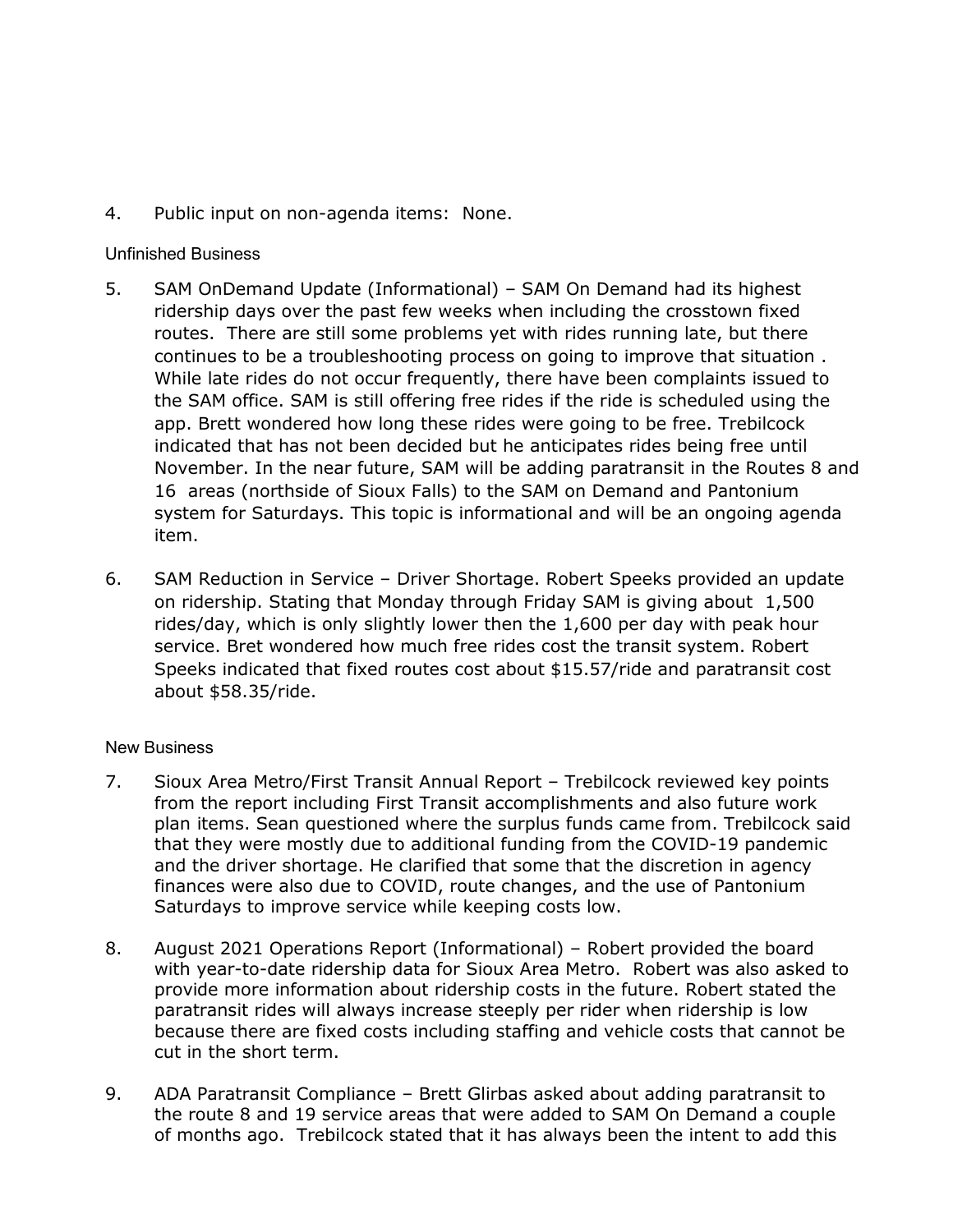4. Public input on non-agenda items: None.

Unfinished Business

5. SAM OnDemand Update (Informational) – SAM On Demand had its highest ridership days over the past few weeks when including the crosstown fixed routes. There are still some problems yet with rides running late, but there continues to be a troubleshooting process on going to improve that situation . While late rides do not occur frequently, there have been complaints issued to the SAM office. SAM is still offering free rides if the ride is scheduled using the app. Brett wondered how long these rides were going to be free. Trebilcock indicated that has not been decided but he anticipates rides being free until November. In the near future, SAM will be adding paratransit in the Routes 8 and 16 areas (northside of Sioux Falls) to the SAM on Demand and Pantonium system for Saturdays. This topic is informational and will be an ongoing agenda item.

6. SAM Reduction in Service – Driver Shortage. Robert Speeks provided an update on ridership. Stating that Monday through Friday SAM is giving about 1,500 rides/day, which is only slightly lower then the 1,600 per day with peak hour service. Bret wondered how much free rides cost the transit system. Robert Speeks indicated that fixed routes cost about $15.57/ride and paratransit cost about $58.35/ride.

New Business

7. Sioux Area Metro/First Transit Annual Report – Trebilcock reviewed key points from the report including First Transit accomplishments and also future work plan items. Sean questioned where the surplus funds came from. Trebilcock said that they were mostly due to additional funding from the COVID-19 pandemic and the driver shortage. He clarified that some that the discretion in agency finances were also due to COVID, route changes, and the use of Pantonium Saturdays to improve service while keeping costs low.

8. August 2021 Operations Report (Informational) – Robert provided the board with year-to-date ridership data for Sioux Area Metro. Robert was also asked to provide more information about ridership costs in the future. Robert stated the paratransit rides will always increase steeply per rider when ridership is low because there are fixed costs including staffing and vehicle costs that cannot be cut in the short term.

9. ADA Paratransit Compliance – Brett Glirbas asked about adding paratransit to the route 8 and 19 service areas that were added to SAM On Demand a couple of months ago. Trebilcock stated that it has always been the intent to add this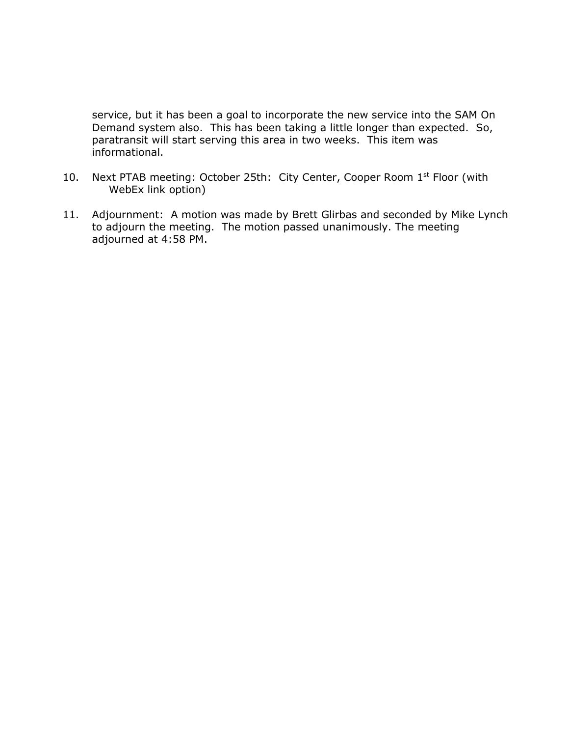service, but it has been a goal to incorporate the new service into the SAM On Demand system also. This has been taking a little longer than expected. So, paratransit will start serving this area in two weeks. This item was informational.

10. Next PTAB meeting: October 25th: City Center, Cooper Room 1st Floor (with WebEx link option)

11. Adjournment: A motion was made by Brett Glirbas and seconded by Mike Lynch to adjourn the meeting. The motion passed unanimously. The meeting adjourned at 4:58 PM.